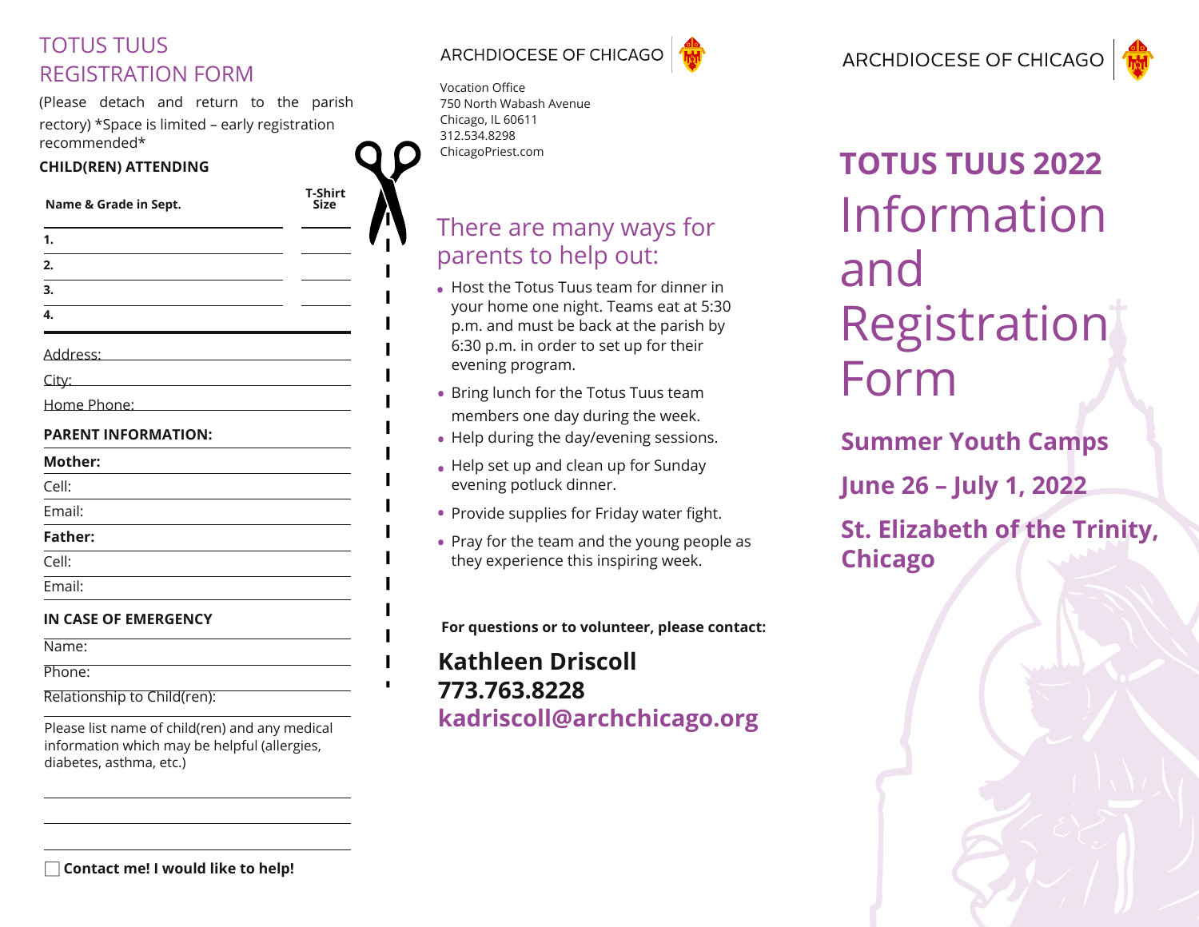# TOTUS TUUS REGISTRATION FORM

(Please detach and return to the parish rectory) *Space is limited – early registration recommended*

**CHILD(REN) ATTENDING**

| Name & Grade in Sept. | T-Shirt Size |
|---|---|
| 1. | |
| 2. | |
| 3. | |
| 4. | |

Address:

City:

Home Phone:

**PARENT INFORMATION:**

**Mother:**

Cell:

Email:

**Father:**

Cell:

Email:

**IN CASE OF EMERGENCY**

Name:

Phone:

Relationship to Child(ren):

Please list name of child(ren) and any medical information which may be helpful (allergies, diabetes, asthma, etc.)

☐ **Contact me! I would like to help!**

ARCHDIOCESE OF CHICAGO

Vocation Office
750 North Wabash Avenue
Chicago, IL 60611
312.534.8298
ChicagoPriest.com

## There are many ways for parents to help out:

- Host the Totus Tuus team for dinner in your home one night. Teams eat at 5:30 p.m. and must be back at the parish by 6:30 p.m. in order to set up for their evening program.
- Bring lunch for the Totus Tuus team members one day during the week.
- Help during the day/evening sessions.
- Help set up and clean up for Sunday evening potluck dinner.
- Provide supplies for Friday water fight.
- Pray for the team and the young people as they experience this inspiring week.

**For questions or to volunteer, please contact:**

**Kathleen Driscoll**
**773.763.8228**
**kadriscoll@archchicago.org**

ARCHDIOCESE OF CHICAGO

# TOTUS TUUS 2022

# Information and Registration Form

## Summer Youth Camps

## June 26 – July 1, 2022

## St. Elizabeth of the Trinity, Chicago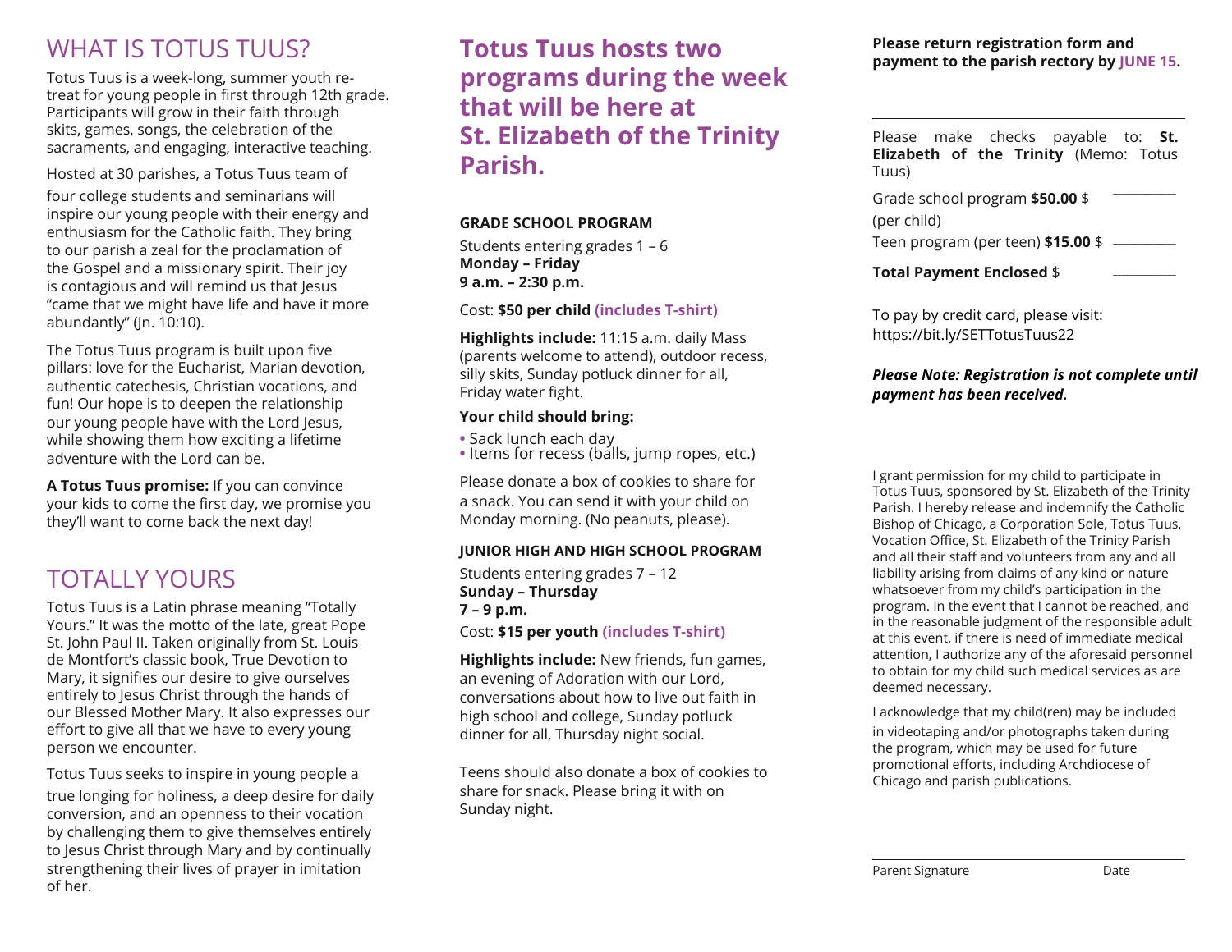# WHAT IS TOTUS TUUS?

Totus Tuus is a week-long, summer youth retreat for young people in first through 12th grade. Participants will grow in their faith through skits, games, songs, the celebration of the sacraments, and engaging, interactive teaching.

Hosted at 30 parishes, a Totus Tuus team of four college students and seminarians will inspire our young people with their energy and enthusiasm for the Catholic faith. They bring to our parish a zeal for the proclamation of the Gospel and a missionary spirit. Their joy is contagious and will remind us that Jesus "came that we might have life and have it more abundantly" (Jn. 10:10).

The Totus Tuus program is built upon five pillars: love for the Eucharist, Marian devotion, authentic catechesis, Christian vocations, and fun! Our hope is to deepen the relationship our young people have with the Lord Jesus, while showing them how exciting a lifetime adventure with the Lord can be.

**A Totus Tuus promise:** If you can convince your kids to come the first day, we promise you they'll want to come back the next day!

# TOTALLY YOURS

Totus Tuus is a Latin phrase meaning "Totally Yours." It was the motto of the late, great Pope St. John Paul II. Taken originally from St. Louis de Montfort's classic book, True Devotion to Mary, it signifies our desire to give ourselves entirely to Jesus Christ through the hands of our Blessed Mother Mary. It also expresses our effort to give all that we have to every young person we encounter.

Totus Tuus seeks to inspire in young people a true longing for holiness, a deep desire for daily conversion, and an openness to their vocation by challenging them to give themselves entirely to Jesus Christ through Mary and by continually strengthening their lives of prayer in imitation of her.

## Totus Tuus hosts two programs during the week that will be here at St. Elizabeth of the Trinity Parish.

### GRADE SCHOOL PROGRAM

Students entering grades 1 – 6
**Monday – Friday**
**9 a.m. – 2:30 p.m.**

Cost: **$50 per child (includes T-shirt)**

**Highlights include:** 11:15 a.m. daily Mass (parents welcome to attend), outdoor recess, silly skits, Sunday potluck dinner for all, Friday water fight.

**Your child should bring:**

- Sack lunch each day
- Items for recess (balls, jump ropes, etc.)

Please donate a box of cookies to share for a snack. You can send it with your child on Monday morning. (No peanuts, please).

### JUNIOR HIGH AND HIGH SCHOOL PROGRAM

Students entering grades 7 – 12
**Sunday – Thursday**
**7 – 9 p.m.**

Cost: **$15 per youth (includes T-shirt)**

**Highlights include:** New friends, fun games, an evening of Adoration with our Lord, conversations about how to live out faith in high school and college, Sunday potluck dinner for all, Thursday night social.

Teens should also donate a box of cookies to share for snack. Please bring it with on Sunday night.

**Please return registration form and payment to the parish rectory by JUNE 15.**

Please make checks payable to: **St. Elizabeth of the Trinity** (Memo: Totus Tuus)

Grade school program **$50.00** $ ________ (per child)

Teen program (per teen) **$15.00** $ ________

**Total Payment Enclosed** $ ________

To pay by credit card, please visit: https://bit.ly/SETTotusTuus22

***Please Note: Registration is not complete until payment has been received.***

I grant permission for my child to participate in Totus Tuus, sponsored by St. Elizabeth of the Trinity Parish. I hereby release and indemnify the Catholic Bishop of Chicago, a Corporation Sole, Totus Tuus, Vocation Office, St. Elizabeth of the Trinity Parish and all their staff and volunteers from any and all liability arising from claims of any kind or nature whatsoever from my child's participation in the program. In the event that I cannot be reached, and in the reasonable judgment of the responsible adult at this event, if there is need of immediate medical attention, I authorize any of the aforesaid personnel to obtain for my child such medical services as are deemed necessary.

I acknowledge that my child(ren) may be included in videotaping and/or photographs taken during the program, which may be used for future promotional efforts, including Archdiocese of Chicago and parish publications.

________________________________________
Parent Signature Date